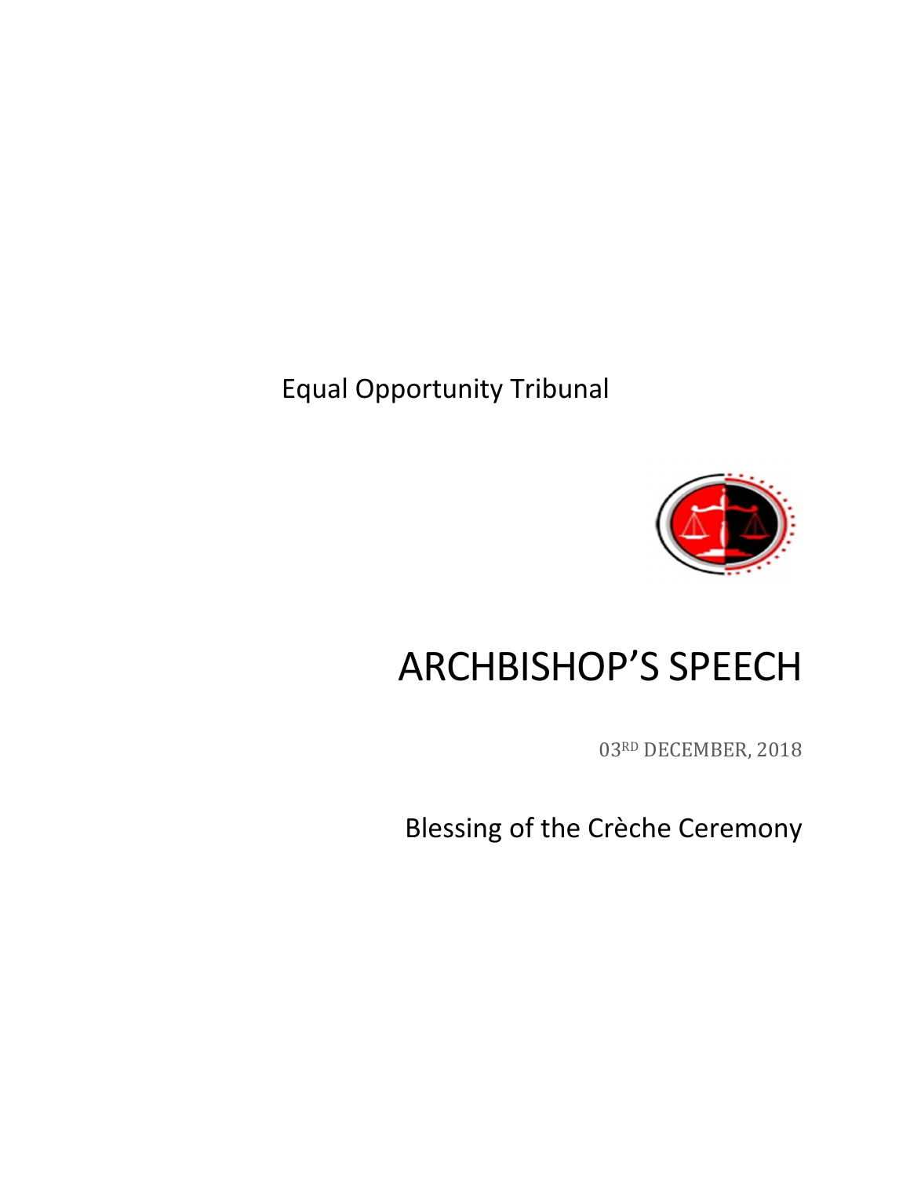Equal Opportunity Tribunal

# ARCHBISHOP'S SPEECH

03RD DECEMBER, 2018

## Blessing of the Crèche Ceremony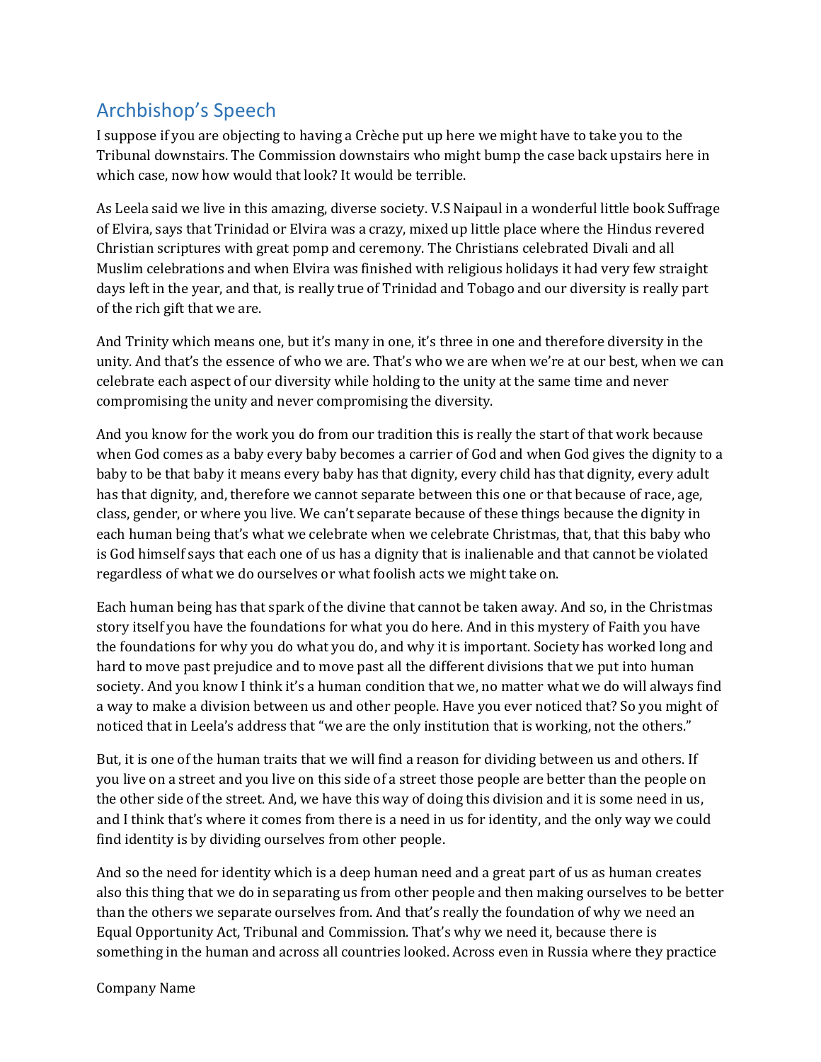## Archbishop's Speech

I suppose if you are objecting to having a Crèche put up here we might have to take you to the Tribunal downstairs. The Commission downstairs who might bump the case back upstairs here in which case, now how would that look? It would be terrible.

As Leela said we live in this amazing, diverse society. V.S Naipaul in a wonderful little book Suffrage of Elvira, says that Trinidad or Elvira was a crazy, mixed up little place where the Hindus revered Christian scriptures with great pomp and ceremony. The Christians celebrated Divali and all Muslim celebrations and when Elvira was finished with religious holidays it had very few straight days left in the year, and that, is really true of Trinidad and Tobago and our diversity is really part of the rich gift that we are.

And Trinity which means one, but it's many in one, it's three in one and therefore diversity in the unity. And that's the essence of who we are. That's who we are when we're at our best, when we can celebrate each aspect of our diversity while holding to the unity at the same time and never compromising the unity and never compromising the diversity.

And you know for the work you do from our tradition this is really the start of that work because when God comes as a baby every baby becomes a carrier of God and when God gives the dignity to a baby to be that baby it means every baby has that dignity, every child has that dignity, every adult has that dignity, and, therefore we cannot separate between this one or that because of race, age, class, gender, or where you live. We can't separate because of these things because the dignity in each human being that's what we celebrate when we celebrate Christmas, that, that this baby who is God himself says that each one of us has a dignity that is inalienable and that cannot be violated regardless of what we do ourselves or what foolish acts we might take on.

Each human being has that spark of the divine that cannot be taken away. And so, in the Christmas story itself you have the foundations for what you do here. And in this mystery of Faith you have the foundations for why you do what you do, and why it is important. Society has worked long and hard to move past prejudice and to move past all the different divisions that we put into human society. And you know I think it's a human condition that we, no matter what we do will always find a way to make a division between us and other people. Have you ever noticed that? So you might of noticed that in Leela's address that "we are the only institution that is working, not the others."

But, it is one of the human traits that we will find a reason for dividing between us and others. If you live on a street and you live on this side of a street those people are better than the people on the other side of the street. And, we have this way of doing this division and it is some need in us, and I think that's where it comes from there is a need in us for identity, and the only way we could find identity is by dividing ourselves from other people.

And so the need for identity which is a deep human need and a great part of us as human creates also this thing that we do in separating us from other people and then making ourselves to be better than the others we separate ourselves from. And that's really the foundation of why we need an Equal Opportunity Act, Tribunal and Commission. That's why we need it, because there is something in the human and across all countries looked. Across even in Russia where they practice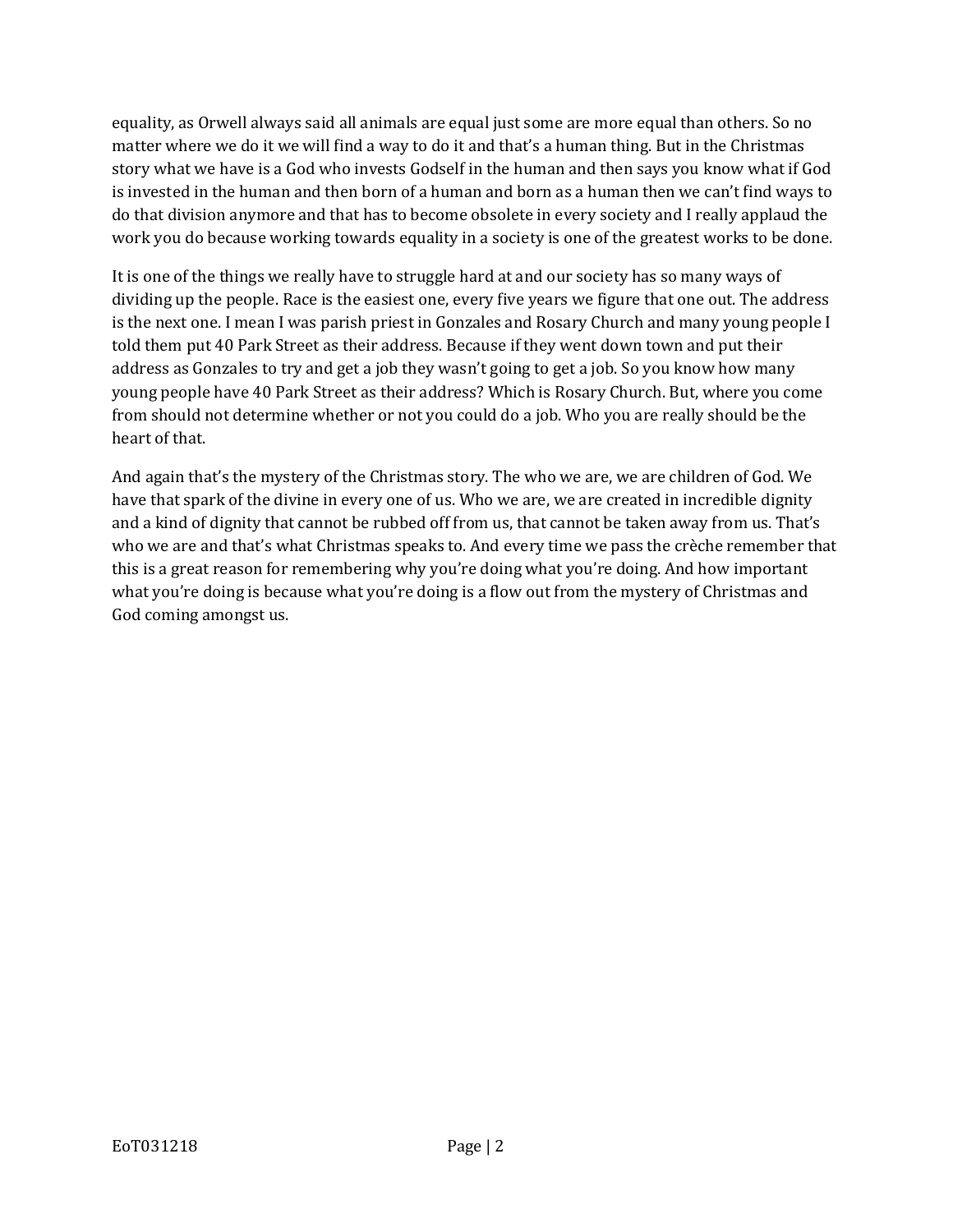equality, as Orwell always said all animals are equal just some are more equal than others. So no matter where we do it we will find a way to do it and that's a human thing. But in the Christmas story what we have is a God who invests Godself in the human and then says you know what if God is invested in the human and then born of a human and born as a human then we can't find ways to do that division anymore and that has to become obsolete in every society and I really applaud the work you do because working towards equality in a society is one of the greatest works to be done.

It is one of the things we really have to struggle hard at and our society has so many ways of dividing up the people. Race is the easiest one, every five years we figure that one out. The address is the next one. I mean I was parish priest in Gonzales and Rosary Church and many young people I told them put 40 Park Street as their address. Because if they went down town and put their address as Gonzales to try and get a job they wasn't going to get a job. So you know how many young people have 40 Park Street as their address? Which is Rosary Church. But, where you come from should not determine whether or not you could do a job. Who you are really should be the heart of that.

And again that's the mystery of the Christmas story. The who we are, we are children of God. We have that spark of the divine in every one of us. Who we are, we are created in incredible dignity and a kind of dignity that cannot be rubbed off from us, that cannot be taken away from us. That's who we are and that's what Christmas speaks to. And every time we pass the crèche remember that this is a great reason for remembering why you're doing what you're doing. And how important what you're doing is because what you're doing is a flow out from the mystery of Christmas and God coming amongst us.